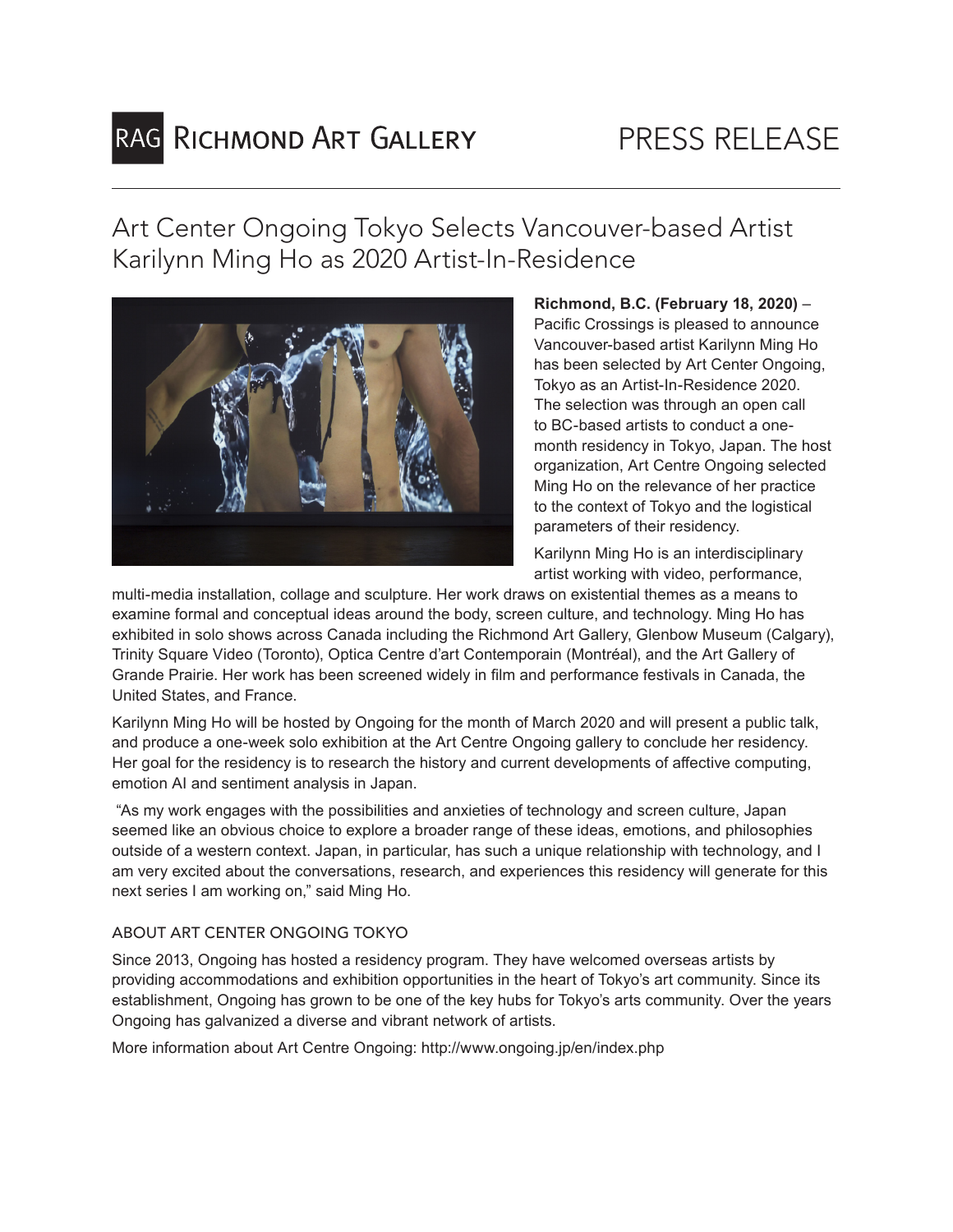RAG Richmond Art Gallery

PRESS RELEASE

# Art Center Ongoing Tokyo Selects Vancouver-based Artist Karilynn Ming Ho as 2020 Artist-In-Residence

**Richmond, B.C. (February 18, 2020)** – Pacific Crossings is pleased to announce Vancouver-based artist Karilynn Ming Ho has been selected by Art Center Ongoing, Tokyo as an Artist-In-Residence 2020. The selection was through an open call to BC-based artists to conduct a one-month residency in Tokyo, Japan. The host organization, Art Centre Ongoing selected Ming Ho on the relevance of her practice to the context of Tokyo and the logistical parameters of their residency.

Karilynn Ming Ho is an interdisciplinary artist working with video, performance, multi-media installation, collage and sculpture. Her work draws on existential themes as a means to examine formal and conceptual ideas around the body, screen culture, and technology. Ming Ho has exhibited in solo shows across Canada including the Richmond Art Gallery, Glenbow Museum (Calgary), Trinity Square Video (Toronto), Optica Centre d'art Contemporain (Montréal), and the Art Gallery of Grande Prairie. Her work has been screened widely in film and performance festivals in Canada, the United States, and France.

Karilynn Ming Ho will be hosted by Ongoing for the month of March 2020 and will present a public talk, and produce a one-week solo exhibition at the Art Centre Ongoing gallery to conclude her residency. Her goal for the residency is to research the history and current developments of affective computing, emotion AI and sentiment analysis in Japan.

"As my work engages with the possibilities and anxieties of technology and screen culture, Japan seemed like an obvious choice to explore a broader range of these ideas, emotions, and philosophies outside of a western context. Japan, in particular, has such a unique relationship with technology, and I am very excited about the conversations, research, and experiences this residency will generate for this next series I am working on," said Ming Ho.

## ABOUT ART CENTER ONGOING TOKYO

Since 2013, Ongoing has hosted a residency program. They have welcomed overseas artists by providing accommodations and exhibition opportunities in the heart of Tokyo's art community. Since its establishment, Ongoing has grown to be one of the key hubs for Tokyo's arts community. Over the years Ongoing has galvanized a diverse and vibrant network of artists.

More information about Art Centre Ongoing: http://www.ongoing.jp/en/index.php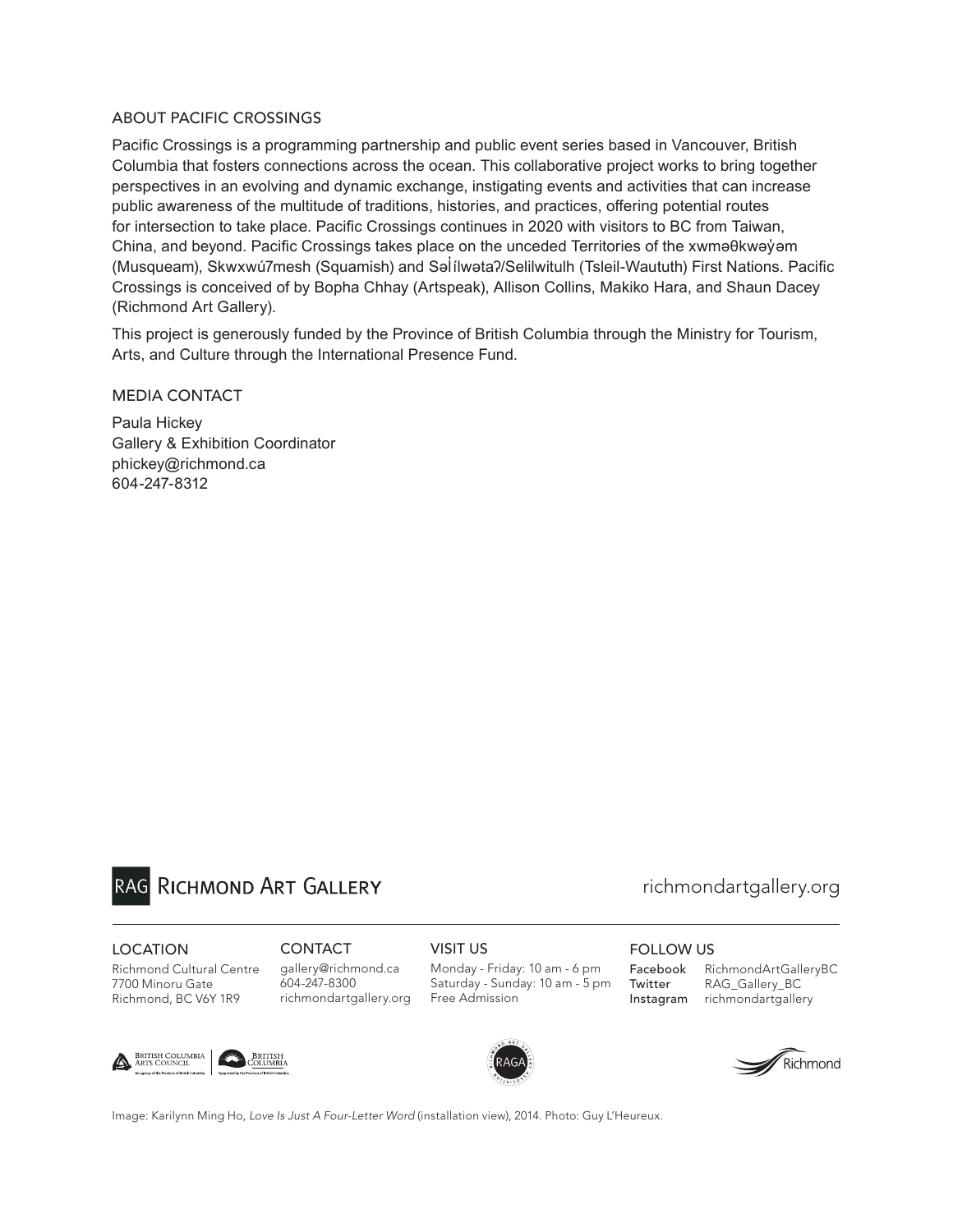## ABOUT PACIFIC CROSSINGS

Pacific Crossings is a programming partnership and public event series based in Vancouver, British Columbia that fosters connections across the ocean. This collaborative project works to bring together perspectives in an evolving and dynamic exchange, instigating events and activities that can increase public awareness of the multitude of traditions, histories, and practices, offering potential routes for intersection to take place. Pacific Crossings continues in 2020 with visitors to BC from Taiwan, China, and beyond. Pacific Crossings takes place on the unceded Territories of the xʷməθkʷəy̓əm (Musqueam), Skwxwú7mesh (Squamish) and Səl̓ílwətaʔ/Selilwitulh (Tsleil-Waututh) First Nations. Pacific Crossings is conceived of by Bopha Chhay (Artspeak), Allison Collins, Makiko Hara, and Shaun Dacey (Richmond Art Gallery).

This project is generously funded by the Province of British Columbia through the Ministry for Tourism, Arts, and Culture through the International Presence Fund.

## MEDIA CONTACT

Paula Hickey
Gallery & Exhibition Coordinator
phickey@richmond.ca
604-247-8312

RAG RICHMOND ART GALLERY

richmondartgallery.org

**LOCATION**
Richmond Cultural Centre
7700 Minoru Gate
Richmond, BC V6Y 1R9

**CONTACT**
gallery@richmond.ca
604-247-8300
richmondartgallery.org

**VISIT US**
Monday - Friday: 10 am - 6 pm
Saturday - Sunday: 10 am - 5 pm
Free Admission

**FOLLOW US**
Facebook RichmondArtGalleryBC
Twitter RAG_Gallery_BC
Instagram richmondartgallery

Image: Karilynn Ming Ho, *Love Is Just A Four-Letter Word* (installation view), 2014. Photo: Guy L'Heureux.